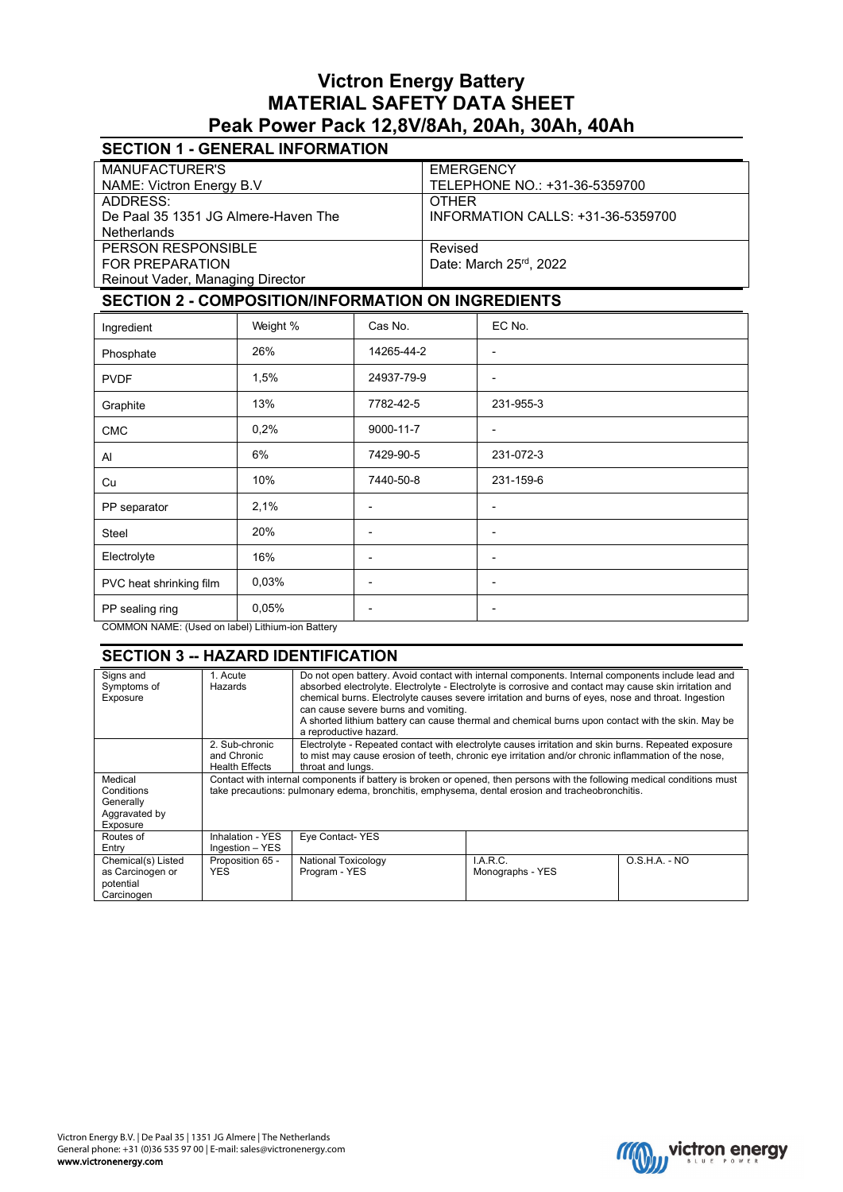# Victron Energy Battery
# MATERIAL SAFETY DATA SHEET
# Peak Power Pack 12,8V/8Ah, 20Ah, 30Ah, 40Ah

## SECTION 1 - GENERAL INFORMATION

| | |
|---|---|
| MANUFACTURER'S NAME: Victron Energy B.V | EMERGENCY TELEPHONE NO.: +31-36-5359700 |
| ADDRESS: De Paal 35 1351 JG Almere-Haven The Netherlands | OTHER INFORMATION CALLS: +31-36-5359700 |
| PERSON RESPONSIBLE FOR PREPARATION Reinout Vader, Managing Director | Revised Date: March 25rd, 2022 |

## SECTION 2 - COMPOSITION/INFORMATION ON INGREDIENTS

| Ingredient | Weight % | Cas No. | EC No. |
|---|---|---|---|
| Phosphate | 26% | 14265-44-2 | - |
| PVDF | 1,5% | 24937-79-9 | - |
| Graphite | 13% | 7782-42-5 | 231-955-3 |
| CMC | 0,2% | 9000-11-7 | - |
| Al | 6% | 7429-90-5 | 231-072-3 |
| Cu | 10% | 7440-50-8 | 231-159-6 |
| PP separator | 2,1% | - | - |
| Steel | 20% | - | - |
| Electrolyte | 16% | - | - |
| PVC heat shrinking film | 0,03% | - | - |
| PP sealing ring | 0,05% | - | - |

COMMON NAME: (Used on label) Lithium-ion Battery

## SECTION 3 -- HAZARD IDENTIFICATION

| | | | | |
|---|---|---|---|---|
| Signs and Symptoms of Exposure | 1. Acute Hazards | Do not open battery. Avoid contact with internal components. Internal components include lead and absorbed electrolyte. Electrolyte - Electrolyte is corrosive and contact may cause skin irritation and chemical burns. Electrolyte causes severe irritation and burns of eyes, nose and throat. Ingestion can cause severe burns and vomiting. A shorted lithium battery can cause thermal and chemical burns upon contact with the skin. May be a reproductive hazard. | | |
| | 2. Sub-chronic and Chronic Health Effects | Electrolyte - Repeated contact with electrolyte causes irritation and skin burns. Repeated exposure to mist may cause erosion of teeth, chronic eye irritation and/or chronic inflammation of the nose, throat and lungs. | | |
| Medical Conditions Generally Aggravated by Exposure | Contact with internal components if battery is broken or opened, then persons with the following medical conditions must take precautions: pulmonary edema, bronchitis, emphysema, dental erosion and tracheobronchitis. | | | |
| Routes of Entry | Inhalation - YES Ingestion – YES | Eye Contact- YES | | |
| Chemical(s) Listed as Carcinogen or potential Carcinogen | Proposition 65 - YES | National Toxicology Program - YES | I.A.R.C. Monographs - YES | O.S.H.A. - NO |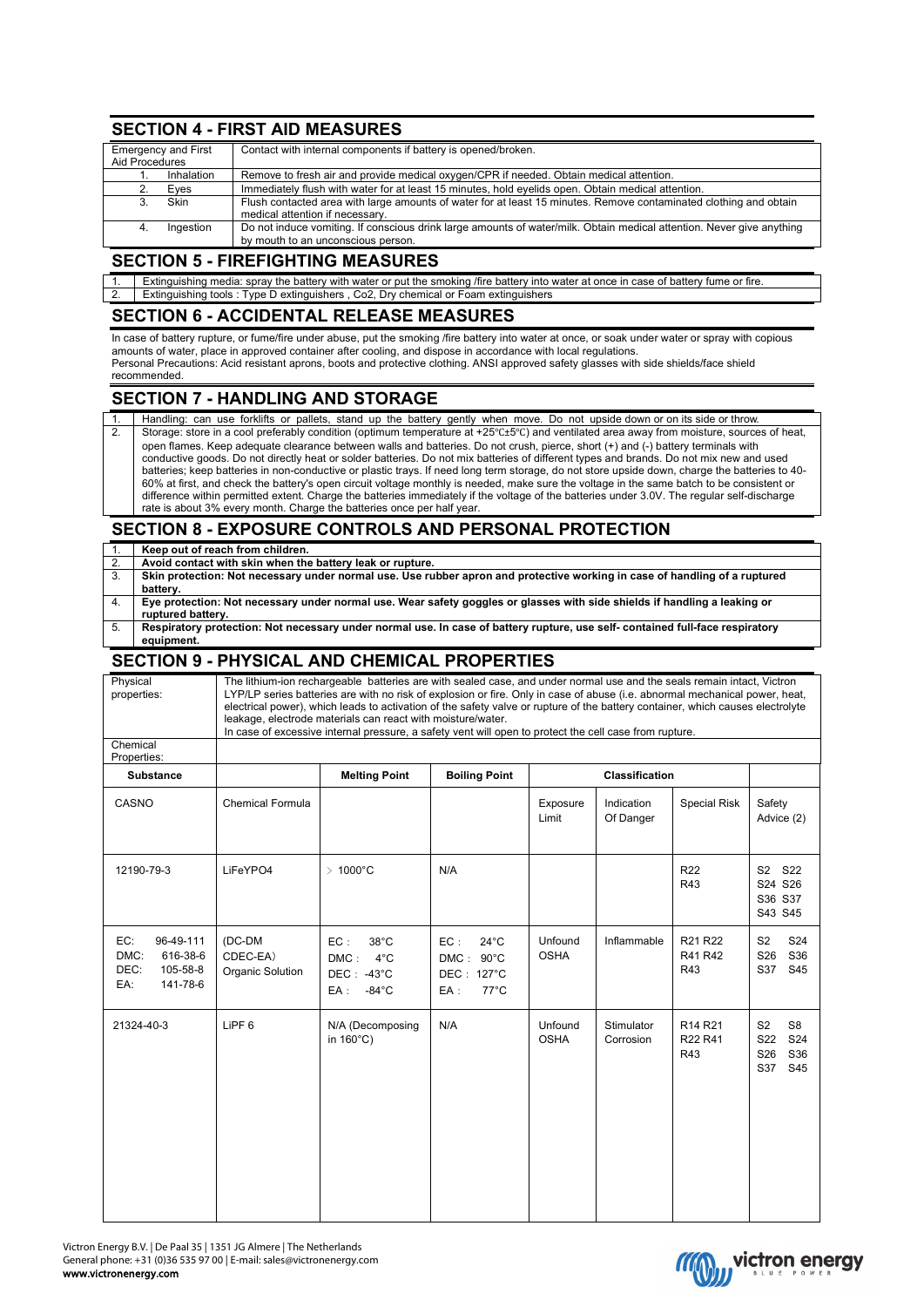## SECTION 4 - FIRST AID MEASURES

| Emergency and First Aid Procedures | Contact with internal components if battery is opened/broken. |
|---|---|
| 1. Inhalation | Remove to fresh air and provide medical oxygen/CPR if needed. Obtain medical attention. |
| 2. Eyes | Immediately flush with water for at least 15 minutes, hold eyelids open. Obtain medical attention. |
| 3. Skin | Flush contacted area with large amounts of water for at least 15 minutes. Remove contaminated clothing and obtain medical attention if necessary. |
| 4. Ingestion | Do not induce vomiting. If conscious drink large amounts of water/milk. Obtain medical attention. Never give anything by mouth to an unconscious person. |

## SECTION 5 - FIREFIGHTING MEASURES

1. Extinguishing media: spray the battery with water or put the smoking /fire battery into water at once in case of battery fume or fire.
2. Extinguishing tools : Type D extinguishers , Co2, Dry chemical or Foam extinguishers

## SECTION 6 - ACCIDENTAL RELEASE MEASURES

In case of battery rupture, or fume/fire under abuse, put the smoking /fire battery into water at once, or soak under water or spray with copious amounts of water, place in approved container after cooling, and dispose in accordance with local regulations.
Personal Precautions: Acid resistant aprons, boots and protective clothing. ANSI approved safety glasses with side shields/face shield recommended.

## SECTION 7 - HANDLING AND STORAGE

1. Handling: can use forklifts or pallets, stand up the battery gently when move. Do not upside down or on its side or throw.
2. Storage: store in a cool preferably condition (optimum temperature at +25℃±5℃) and ventilated area away from moisture, sources of heat, open flames. Keep adequate clearance between walls and batteries. Do not crush, pierce, short (+) and (-) battery terminals with conductive goods. Do not directly heat or solder batteries. Do not mix batteries of different types and brands. Do not mix new and used batteries; keep batteries in non-conductive or plastic trays. If need long term storage, do not store upside down, charge the batteries to 40-60% at first, and check the battery's open circuit voltage monthly is needed, make sure the voltage in the same batch to be consistent or difference within permitted extent. Charge the batteries immediately if the voltage of the batteries under 3.0V. The regular self-discharge rate is about 3% every month. Charge the batteries once per half year.

## SECTION 8 - EXPOSURE CONTROLS AND PERSONAL PROTECTION

1. **Keep out of reach from children.**
2. **Avoid contact with skin when the battery leak or rupture.**
3. **Skin protection: Not necessary under normal use. Use rubber apron and protective working in case of handling of a ruptured battery.**
4. **Eye protection: Not necessary under normal use. Wear safety goggles or glasses with side shields if handling a leaking or ruptured battery.**
5. **Respiratory protection: Not necessary under normal use. In case of battery rupture, use self- contained full-face respiratory equipment.**

## SECTION 9 - PHYSICAL AND CHEMICAL PROPERTIES

**Physical properties:** The lithium-ion rechargeable batteries are with sealed case, and under normal use and the seals remain intact, Victron LYP/LP series batteries are with no risk of explosion or fire. Only in case of abuse (i.e. abnormal mechanical power, heat, electrical power), which leads to activation of the safety valve or rupture of the battery container, which causes electrolyte leakage, electrode materials can react with moisture/water.
In case of excessive internal pressure, a safety vent will open to protect the cell case from rupture.

**Chemical Properties:**

| Substance | | Melting Point | Boiling Point | Classification | | | |
|---|---|---|---|---|---|---|---|
| CASNO | Chemical Formula | | | Exposure Limit | Indication Of Danger | Special Risk | Safety Advice (2) |
| 12190-79-3 | LiFeYPO4 | ＞1000°C | N/A | | | R22 R43 | S2 S22 S24 S26 S36 S37 S43 S45 |
| EC: 96-49-111 DMC: 616-38-6 DEC: 105-58-8 EA: 141-78-6 | (DC-DM CDEC-EA) Organic Solution | EC： 38°C DMC： 4°C DEC： -43°C EA： -84°C | EC： 24°C DMC： 90°C DEC： 127°C EA： 77°C | Unfound OSHA | Inflammable | R21 R22 R41 R42 R43 | S2 S24 S26 S36 S37 S45 |
| 21324-40-3 | LiPF 6 | N/A (Decomposing in 160°C) | N/A | Unfound OSHA | Stimulator Corrosion | R14 R21 R22 R41 R43 | S2 S8 S22 S24 S26 S36 S37 S45 |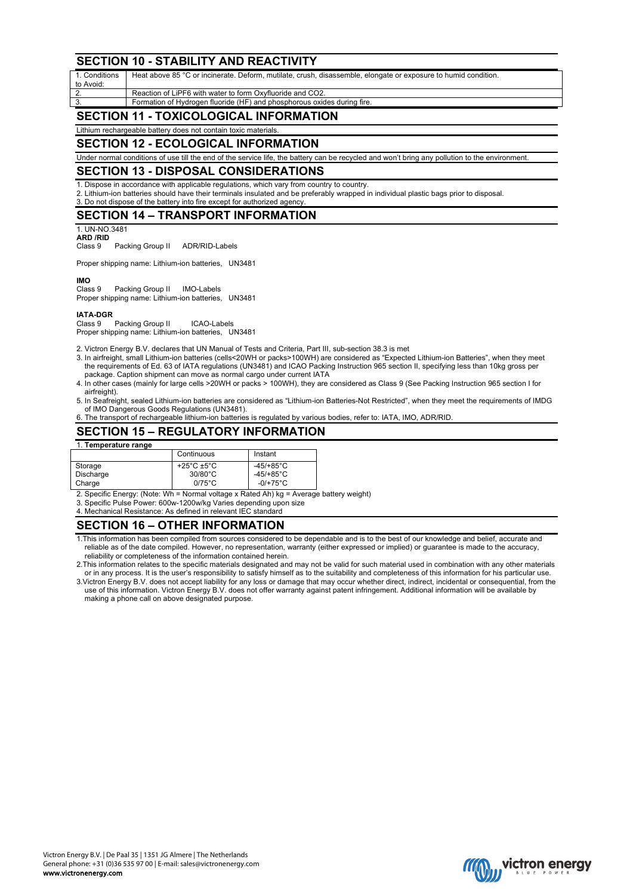## SECTION 10 - STABILITY AND REACTIVITY

| | |
|---|---|
| 1. Conditions to Avoid: | Heat above 85 °C or incinerate. Deform, mutilate, crush, disassemble, elongate or exposure to humid condition. |
| 2. | Reaction of $LiPF_6$ with water to form Oxyfluoride and $CO_2$. |
| 3. | Formation of Hydrogen fluoride (HF) and phosphorous oxides during fire. |

## SECTION 11 - TOXICOLOGICAL INFORMATION

Lithium rechargeable battery does not contain toxic materials.

## SECTION 12 - ECOLOGICAL INFORMATION

Under normal conditions of use till the end of the service life, the battery can be recycled and won't bring any pollution to the environment.

## SECTION 13 - DISPOSAL CONSIDERATIONS

1. Dispose in accordance with applicable regulations, which vary from country to country.
2. Lithium-ion batteries should have their terminals insulated and be preferably wrapped in individual plastic bags prior to disposal.
3. Do not dispose of the battery into fire except for authorized agency.

## SECTION 14 – TRANSPORT INFORMATION

1. UN-NO.3481

**ARD /RID**
Class 9 Packing Group II ADR/RID-Labels

Proper shipping name: Lithium-ion batteries, UN3481

**IMO**
Class 9 Packing Group II IMO-Labels
Proper shipping name: Lithium-ion batteries, UN3481

**IATA-DGR**
Class 9 Packing Group II ICAO-Labels
Proper shipping name: Lithium-ion batteries, UN3481

2. Victron Energy B.V. declares that UN Manual of Tests and Criteria, Part III, sub-section 38.3 is met
3. In airfreight, small Lithium-ion batteries (cells<20WH or packs>100WH) are considered as "Expected Lithium-ion Batteries", when they meet the requirements of Ed. 63 of IATA regulations (UN3481) and ICAO Packing Instruction 965 section II, specifying less than 10kg gross per package. Caption shipment can move as normal cargo under current IATA
4. In other cases (mainly for large cells >20WH or packs > 100WH), they are considered as Class 9 (See Packing Instruction 965 section I for airfreight).
5. In Seafreight, sealed Lithium-ion batteries are considered as "Lithium-ion Batteries-Not Restricted", when they meet the requirements of IMDG of IMO Dangerous Goods Regulations (UN3481).
6. The transport of rechargeable lithium-ion batteries is regulated by various bodies, refer to: IATA, IMO, ADR/RID.

## SECTION 15 – REGULATORY INFORMATION

1. **Temperature range**

| | Continuous | Instant |
|---|---|---|
| Storage | +25°C ±5°C | -45/+85°C |
| Discharge | 30/80°C | -45/+85°C |
| Charge | 0/75°C | -0/+75°C |

2. Specific Energy: (Note: Wh = Normal voltage x Rated Ah) kg = Average battery weight)
3. Specific Pulse Power: 600w-1200w/kg Varies depending upon size
4. Mechanical Resistance: As defined in relevant IEC standard

## SECTION 16 – OTHER INFORMATION

1. This information has been compiled from sources considered to be dependable and is to the best of our knowledge and belief, accurate and reliable as of the date compiled. However, no representation, warranty (either expressed or implied) or guarantee is made to the accuracy, reliability or completeness of the information contained herein.
2. This information relates to the specific materials designated and may not be valid for such material used in combination with any other materials or in any process. It is the user's responsibility to satisfy himself as to the suitability and completeness of this information for his particular use.
3. Victron Energy B.V. does not accept liability for any loss or damage that may occur whether direct, indirect, incidental or consequential, from the use of this information. Victron Energy B.V. does not offer warranty against patent infringement. Additional information will be available by making a phone call on above designated purpose.